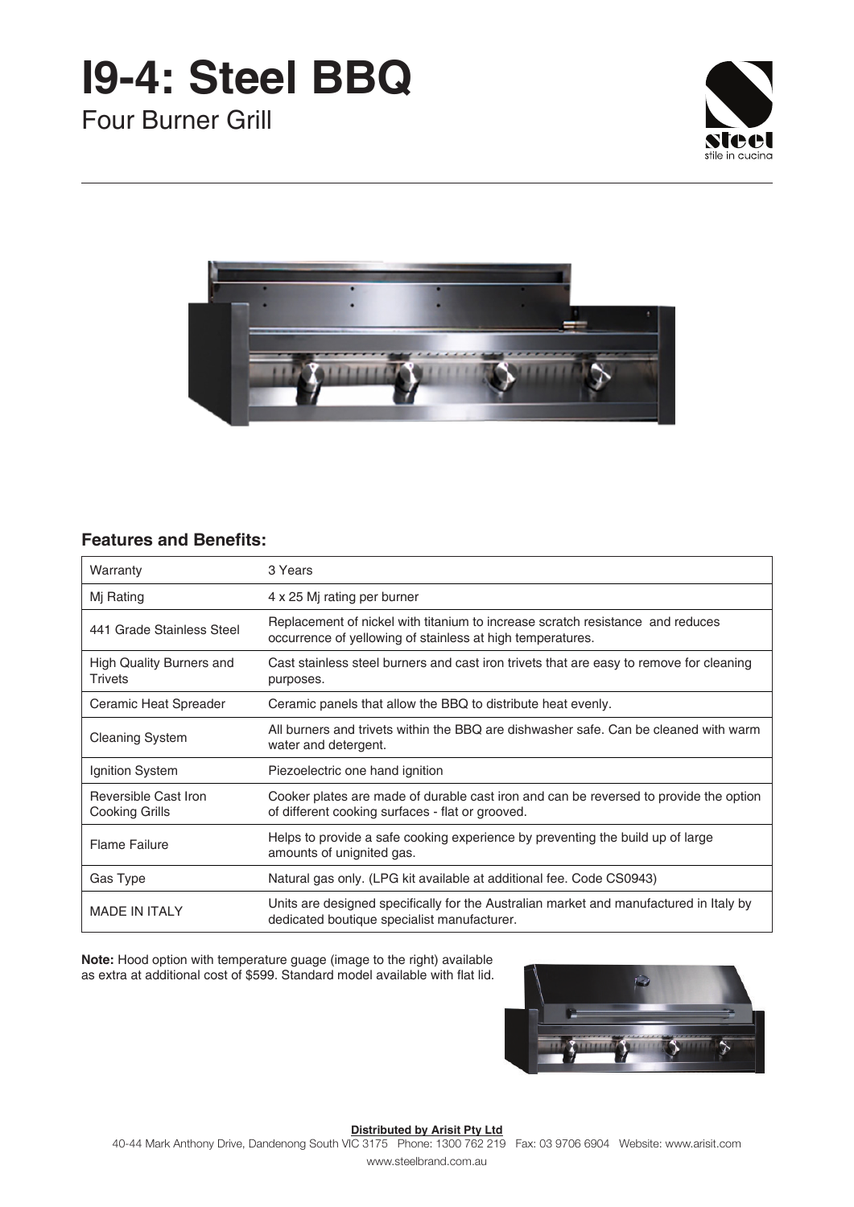# I9-4: Steel BBQ

Four Burner Grill

steel
stile in cucina

## Features and Benefits:

| Warranty | 3 Years |
|---|---|
| Mj Rating | 4 x 25 Mj rating per burner |
| 441 Grade Stainless Steel | Replacement of nickel with titanium to increase scratch resistance and reduces occurrence of yellowing of stainless at high temperatures. |
| High Quality Burners and Trivets | Cast stainless steel burners and cast iron trivets that are easy to remove for cleaning purposes. |
| Ceramic Heat Spreader | Ceramic panels that allow the BBQ to distribute heat evenly. |
| Cleaning System | All burners and trivets within the BBQ are dishwasher safe. Can be cleaned with warm water and detergent. |
| Ignition System | Piezoelectric one hand ignition |
| Reversible Cast Iron Cooking Grills | Cooker plates are made of durable cast iron and can be reversed to provide the option of different cooking surfaces - flat or grooved. |
| Flame Failure | Helps to provide a safe cooking experience by preventing the build up of large amounts of unignited gas. |
| Gas Type | Natural gas only. (LPG kit available at additional fee. Code CS0943) |
| MADE IN ITALY | Units are designed specifically for the Australian market and manufactured in Italy by dedicated boutique specialist manufacturer. |

**Note:** Hood option with temperature guage (image to the right) available as extra at additional cost of $599. Standard model available with flat lid.

**Distributed by Arisit Pty Ltd**
40-44 Mark Anthony Drive, Dandenong South VIC 3175 Phone: 1300 762 219 Fax: 03 9706 6904 Website: www.arisit.com
www.steelbrand.com.au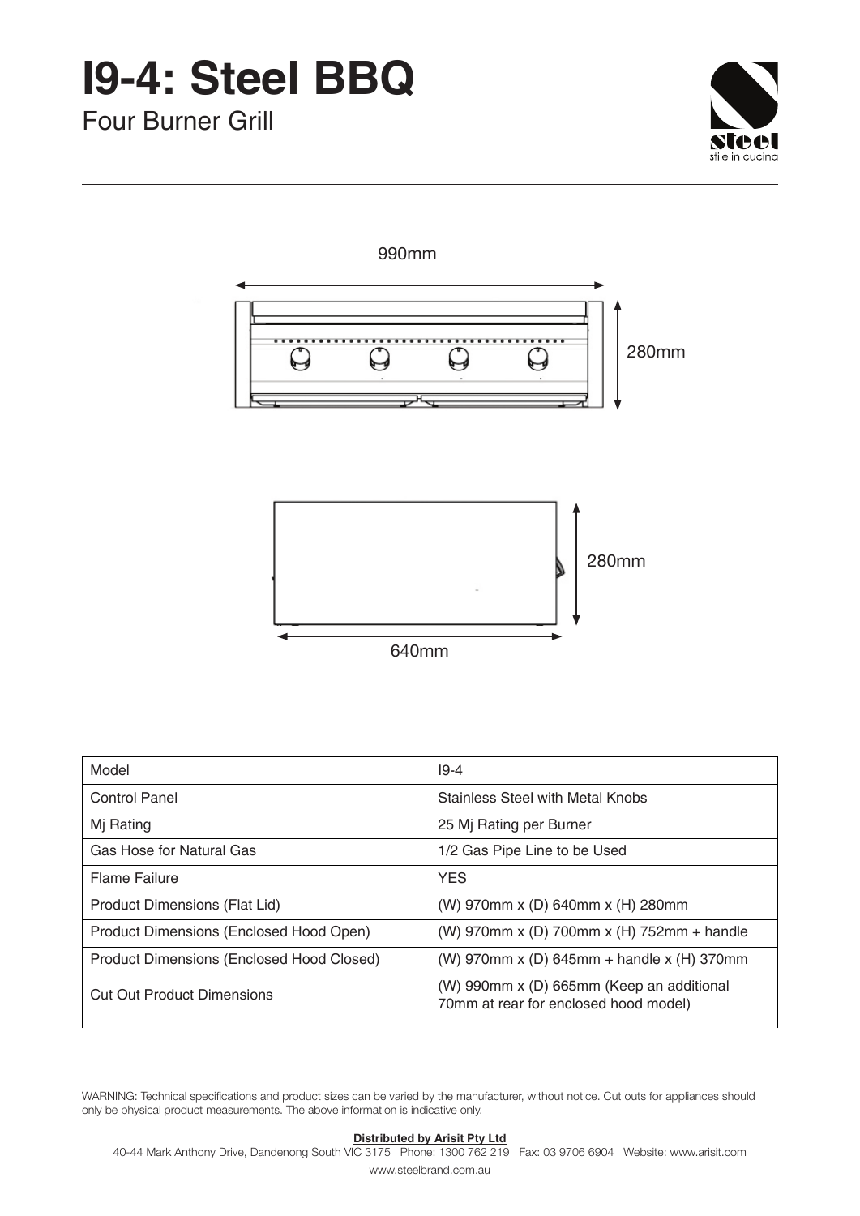# I9-4: Steel BBQ

Four Burner Grill

steel
stile in cucina

990mm

280mm

280mm

640mm

| | |
|---|---|
| Model | I9-4 |
| Control Panel | Stainless Steel with Metal Knobs |
| Mj Rating | 25 Mj Rating per Burner |
| Gas Hose for Natural Gas | 1/2 Gas Pipe Line to be Used |
| Flame Failure | YES |
| Product Dimensions (Flat Lid) | (W) 970mm x (D) 640mm x (H) 280mm |
| Product Dimensions (Enclosed Hood Open) | (W) 970mm x (D) 700mm x (H) 752mm + handle |
| Product Dimensions (Enclosed Hood Closed) | (W) 970mm x (D) 645mm + handle x (H) 370mm |
| Cut Out Product Dimensions | (W) 990mm x (D) 665mm (Keep an additional 70mm at rear for enclosed hood model) |

WARNING: Technical specifications and product sizes can be varied by the manufacturer, without notice. Cut outs for appliances should only be physical product measurements. The above information is indicative only.

**Distributed by Arisit Pty Ltd**

40-44 Mark Anthony Drive, Dandenong South VIC 3175 Phone: 1300 762 219 Fax: 03 9706 6904 Website: www.arisit.com

www.steelbrand.com.au